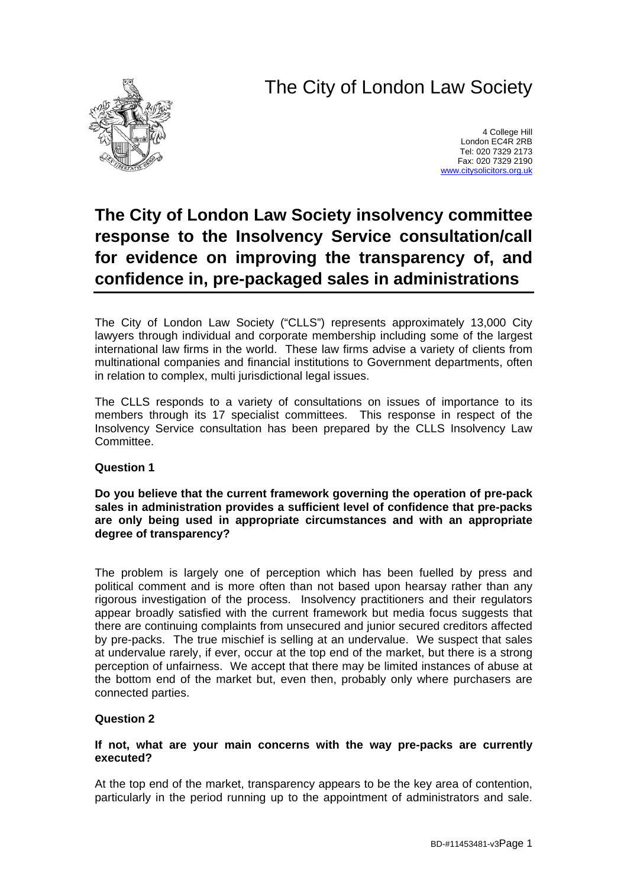# The City of London Law Society

4 College Hill
London EC4R 2RB
Tel: 020 7329 2173
Fax: 020 7329 2190
www.citysolicitors.org.uk

## The City of London Law Society insolvency committee response to the Insolvency Service consultation/call for evidence on improving the transparency of, and confidence in, pre-packaged sales in administrations

The City of London Law Society ("CLLS") represents approximately 13,000 City lawyers through individual and corporate membership including some of the largest international law firms in the world. These law firms advise a variety of clients from multinational companies and financial institutions to Government departments, often in relation to complex, multi jurisdictional legal issues.

The CLLS responds to a variety of consultations on issues of importance to its members through its 17 specialist committees. This response in respect of the Insolvency Service consultation has been prepared by the CLLS Insolvency Law Committee.

**Question 1**

**Do you believe that the current framework governing the operation of pre-pack sales in administration provides a sufficient level of confidence that pre-packs are only being used in appropriate circumstances and with an appropriate degree of transparency?**

The problem is largely one of perception which has been fuelled by press and political comment and is more often than not based upon hearsay rather than any rigorous investigation of the process. Insolvency practitioners and their regulators appear broadly satisfied with the current framework but media focus suggests that there are continuing complaints from unsecured and junior secured creditors affected by pre-packs. The true mischief is selling at an undervalue. We suspect that sales at undervalue rarely, if ever, occur at the top end of the market, but there is a strong perception of unfairness. We accept that there may be limited instances of abuse at the bottom end of the market but, even then, probably only where purchasers are connected parties.

**Question 2**

**If not, what are your main concerns with the way pre-packs are currently executed?**

At the top end of the market, transparency appears to be the key area of contention, particularly in the period running up to the appointment of administrators and sale.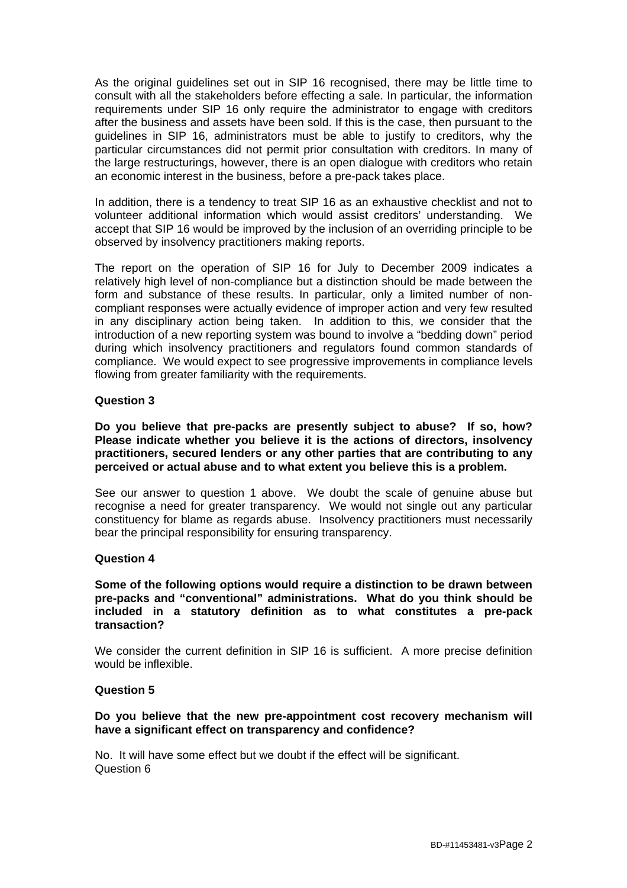As the original guidelines set out in SIP 16 recognised, there may be little time to consult with all the stakeholders before effecting a sale. In particular, the information requirements under SIP 16 only require the administrator to engage with creditors after the business and assets have been sold. If this is the case, then pursuant to the guidelines in SIP 16, administrators must be able to justify to creditors, why the particular circumstances did not permit prior consultation with creditors. In many of the large restructurings, however, there is an open dialogue with creditors who retain an economic interest in the business, before a pre-pack takes place.

In addition, there is a tendency to treat SIP 16 as an exhaustive checklist and not to volunteer additional information which would assist creditors' understanding. We accept that SIP 16 would be improved by the inclusion of an overriding principle to be observed by insolvency practitioners making reports.

The report on the operation of SIP 16 for July to December 2009 indicates a relatively high level of non-compliance but a distinction should be made between the form and substance of these results. In particular, only a limited number of non-compliant responses were actually evidence of improper action and very few resulted in any disciplinary action being taken. In addition to this, we consider that the introduction of a new reporting system was bound to involve a "bedding down" period during which insolvency practitioners and regulators found common standards of compliance. We would expect to see progressive improvements in compliance levels flowing from greater familiarity with the requirements.

**Question 3**

**Do you believe that pre-packs are presently subject to abuse? If so, how? Please indicate whether you believe it is the actions of directors, insolvency practitioners, secured lenders or any other parties that are contributing to any perceived or actual abuse and to what extent you believe this is a problem.**

See our answer to question 1 above. We doubt the scale of genuine abuse but recognise a need for greater transparency. We would not single out any particular constituency for blame as regards abuse. Insolvency practitioners must necessarily bear the principal responsibility for ensuring transparency.

**Question 4**

**Some of the following options would require a distinction to be drawn between pre-packs and "conventional" administrations. What do you think should be included in a statutory definition as to what constitutes a pre-pack transaction?**

We consider the current definition in SIP 16 is sufficient. A more precise definition would be inflexible.

**Question 5**

**Do you believe that the new pre-appointment cost recovery mechanism will have a significant effect on transparency and confidence?**

No. It will have some effect but we doubt if the effect will be significant.

Question 6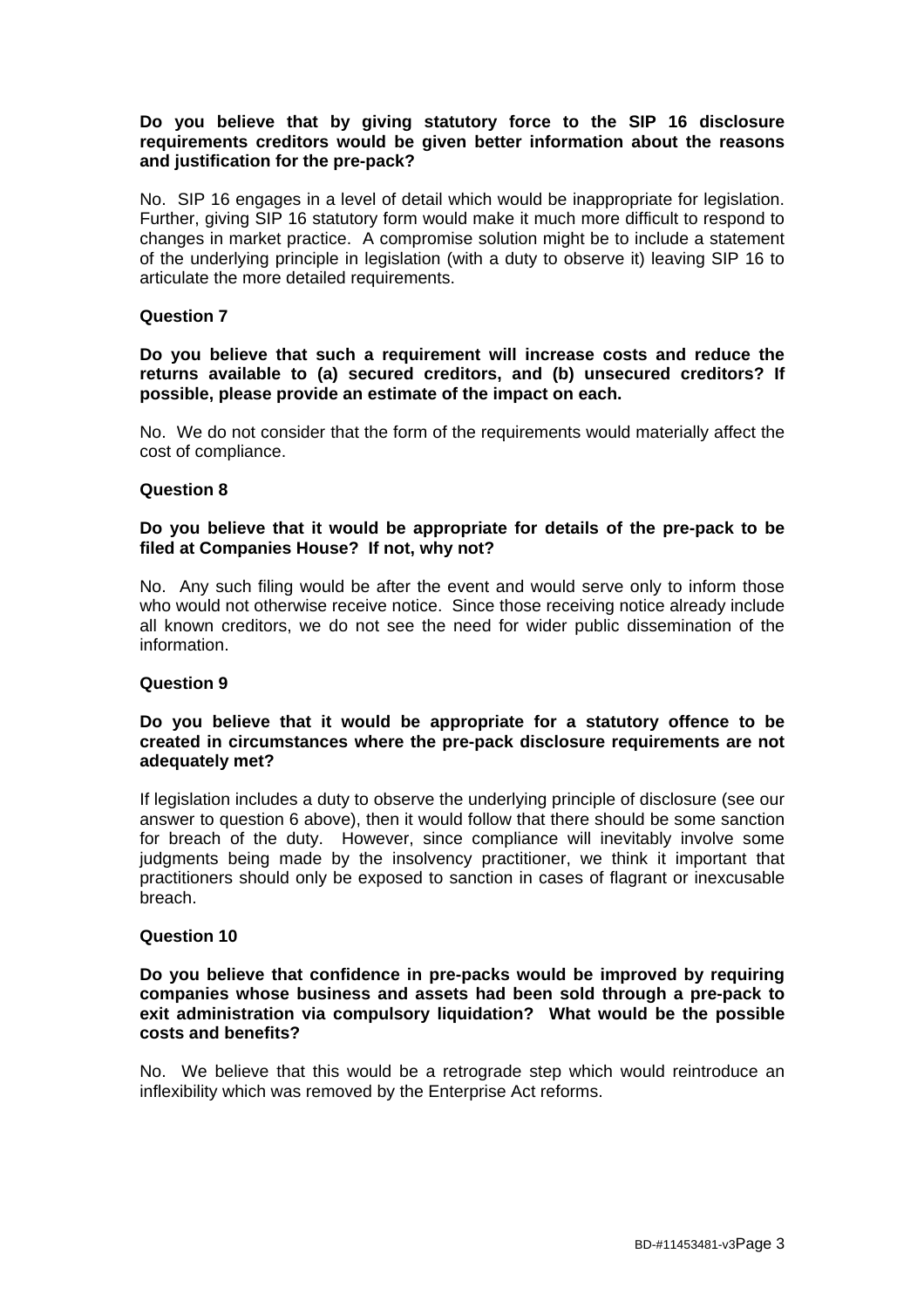**Do you believe that by giving statutory force to the SIP 16 disclosure requirements creditors would be given better information about the reasons and justification for the pre-pack?**

No. SIP 16 engages in a level of detail which would be inappropriate for legislation. Further, giving SIP 16 statutory form would make it much more difficult to respond to changes in market practice. A compromise solution might be to include a statement of the underlying principle in legislation (with a duty to observe it) leaving SIP 16 to articulate the more detailed requirements.

**Question 7**

**Do you believe that such a requirement will increase costs and reduce the returns available to (a) secured creditors, and (b) unsecured creditors? If possible, please provide an estimate of the impact on each.**

No. We do not consider that the form of the requirements would materially affect the cost of compliance.

**Question 8**

**Do you believe that it would be appropriate for details of the pre-pack to be filed at Companies House? If not, why not?**

No. Any such filing would be after the event and would serve only to inform those who would not otherwise receive notice. Since those receiving notice already include all known creditors, we do not see the need for wider public dissemination of the information.

**Question 9**

**Do you believe that it would be appropriate for a statutory offence to be created in circumstances where the pre-pack disclosure requirements are not adequately met?**

If legislation includes a duty to observe the underlying principle of disclosure (see our answer to question 6 above), then it would follow that there should be some sanction for breach of the duty. However, since compliance will inevitably involve some judgments being made by the insolvency practitioner, we think it important that practitioners should only be exposed to sanction in cases of flagrant or inexcusable breach.

**Question 10**

**Do you believe that confidence in pre-packs would be improved by requiring companies whose business and assets had been sold through a pre-pack to exit administration via compulsory liquidation? What would be the possible costs and benefits?**

No. We believe that this would be a retrograde step which would reintroduce an inflexibility which was removed by the Enterprise Act reforms.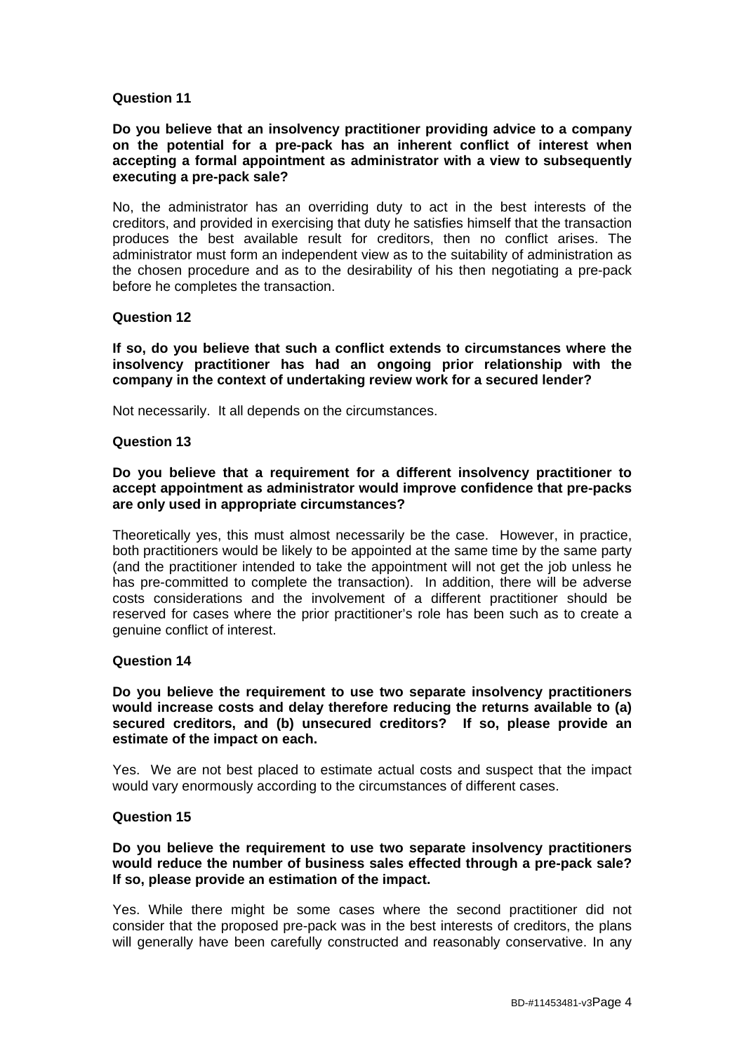**Question 11**

**Do you believe that an insolvency practitioner providing advice to a company on the potential for a pre-pack has an inherent conflict of interest when accepting a formal appointment as administrator with a view to subsequently executing a pre-pack sale?**

No, the administrator has an overriding duty to act in the best interests of the creditors, and provided in exercising that duty he satisfies himself that the transaction produces the best available result for creditors, then no conflict arises. The administrator must form an independent view as to the suitability of administration as the chosen procedure and as to the desirability of his then negotiating a pre-pack before he completes the transaction.

**Question 12**

**If so, do you believe that such a conflict extends to circumstances where the insolvency practitioner has had an ongoing prior relationship with the company in the context of undertaking review work for a secured lender?**

Not necessarily. It all depends on the circumstances.

**Question 13**

**Do you believe that a requirement for a different insolvency practitioner to accept appointment as administrator would improve confidence that pre-packs are only used in appropriate circumstances?**

Theoretically yes, this must almost necessarily be the case. However, in practice, both practitioners would be likely to be appointed at the same time by the same party (and the practitioner intended to take the appointment will not get the job unless he has pre-committed to complete the transaction). In addition, there will be adverse costs considerations and the involvement of a different practitioner should be reserved for cases where the prior practitioner's role has been such as to create a genuine conflict of interest.

**Question 14**

**Do you believe the requirement to use two separate insolvency practitioners would increase costs and delay therefore reducing the returns available to (a) secured creditors, and (b) unsecured creditors? If so, please provide an estimate of the impact on each.**

Yes. We are not best placed to estimate actual costs and suspect that the impact would vary enormously according to the circumstances of different cases.

**Question 15**

**Do you believe the requirement to use two separate insolvency practitioners would reduce the number of business sales effected through a pre-pack sale? If so, please provide an estimation of the impact.**

Yes. While there might be some cases where the second practitioner did not consider that the proposed pre-pack was in the best interests of creditors, the plans will generally have been carefully constructed and reasonably conservative. In any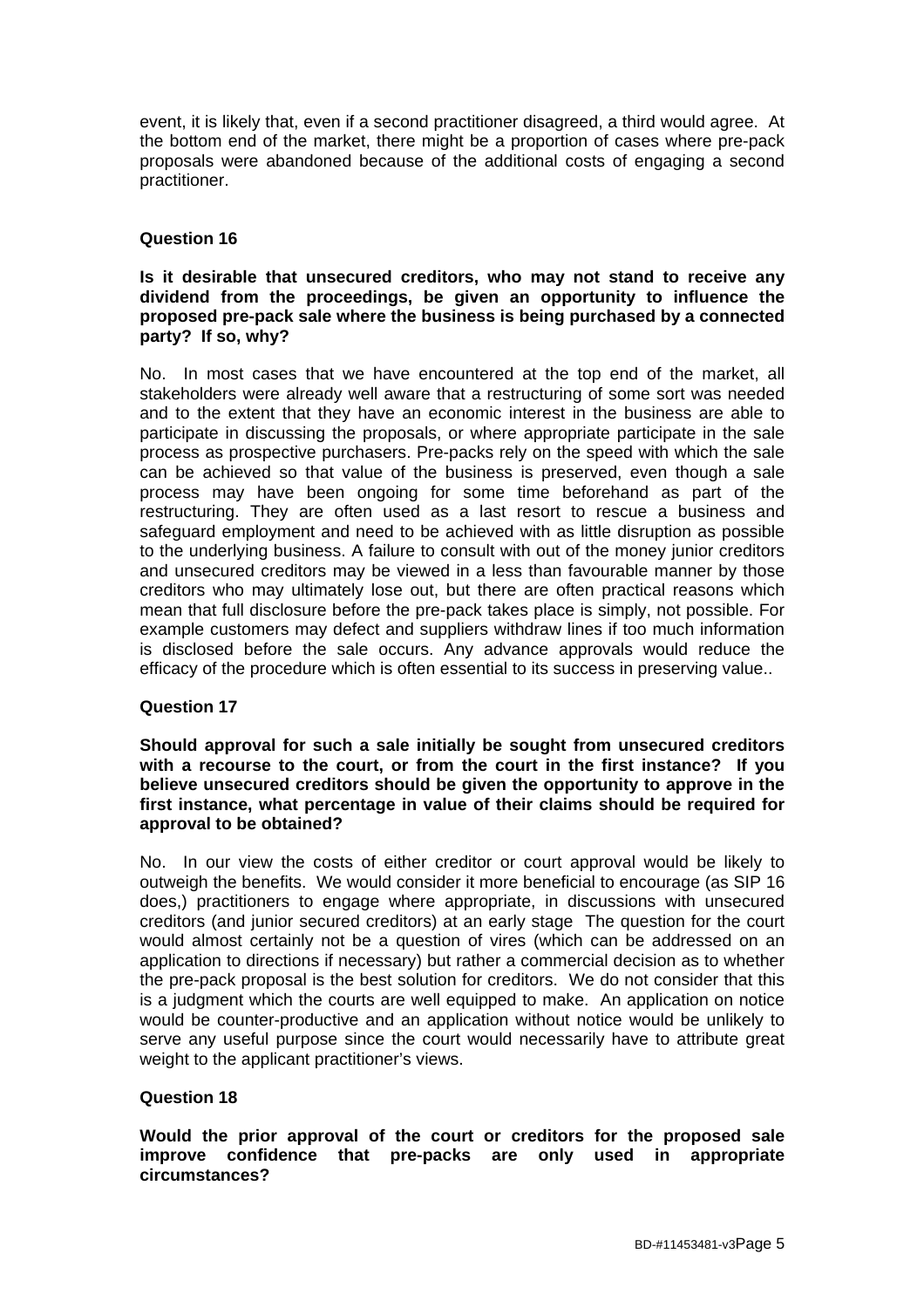event, it is likely that, even if a second practitioner disagreed, a third would agree. At the bottom end of the market, there might be a proportion of cases where pre-pack proposals were abandoned because of the additional costs of engaging a second practitioner.

**Question 16**

**Is it desirable that unsecured creditors, who may not stand to receive any dividend from the proceedings, be given an opportunity to influence the proposed pre-pack sale where the business is being purchased by a connected party? If so, why?**

No. In most cases that we have encountered at the top end of the market, all stakeholders were already well aware that a restructuring of some sort was needed and to the extent that they have an economic interest in the business are able to participate in discussing the proposals, or where appropriate participate in the sale process as prospective purchasers. Pre-packs rely on the speed with which the sale can be achieved so that value of the business is preserved, even though a sale process may have been ongoing for some time beforehand as part of the restructuring. They are often used as a last resort to rescue a business and safeguard employment and need to be achieved with as little disruption as possible to the underlying business. A failure to consult with out of the money junior creditors and unsecured creditors may be viewed in a less than favourable manner by those creditors who may ultimately lose out, but there are often practical reasons which mean that full disclosure before the pre-pack takes place is simply, not possible. For example customers may defect and suppliers withdraw lines if too much information is disclosed before the sale occurs. Any advance approvals would reduce the efficacy of the procedure which is often essential to its success in preserving value..

**Question 17**

**Should approval for such a sale initially be sought from unsecured creditors with a recourse to the court, or from the court in the first instance? If you believe unsecured creditors should be given the opportunity to approve in the first instance, what percentage in value of their claims should be required for approval to be obtained?**

No. In our view the costs of either creditor or court approval would be likely to outweigh the benefits. We would consider it more beneficial to encourage (as SIP 16 does,) practitioners to engage where appropriate, in discussions with unsecured creditors (and junior secured creditors) at an early stage The question for the court would almost certainly not be a question of vires (which can be addressed on an application to directions if necessary) but rather a commercial decision as to whether the pre-pack proposal is the best solution for creditors. We do not consider that this is a judgment which the courts are well equipped to make. An application on notice would be counter-productive and an application without notice would be unlikely to serve any useful purpose since the court would necessarily have to attribute great weight to the applicant practitioner's views.

**Question 18**

**Would the prior approval of the court or creditors for the proposed sale improve confidence that pre-packs are only used in appropriate circumstances?**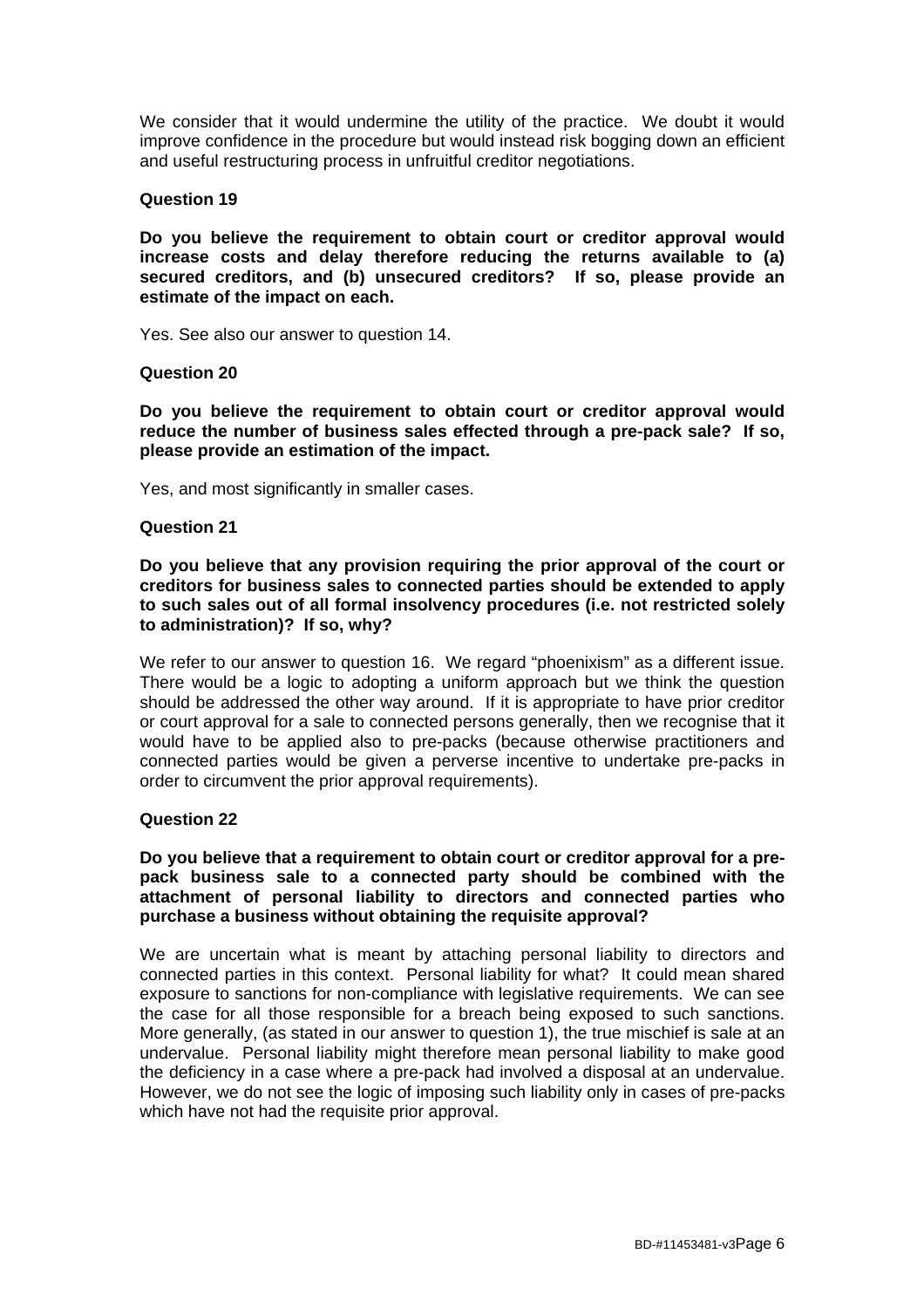We consider that it would undermine the utility of the practice. We doubt it would improve confidence in the procedure but would instead risk bogging down an efficient and useful restructuring process in unfruitful creditor negotiations.

**Question 19**

**Do you believe the requirement to obtain court or creditor approval would increase costs and delay therefore reducing the returns available to (a) secured creditors, and (b) unsecured creditors? If so, please provide an estimate of the impact on each.**

Yes. See also our answer to question 14.

**Question 20**

**Do you believe the requirement to obtain court or creditor approval would reduce the number of business sales effected through a pre-pack sale? If so, please provide an estimation of the impact.**

Yes, and most significantly in smaller cases.

**Question 21**

**Do you believe that any provision requiring the prior approval of the court or creditors for business sales to connected parties should be extended to apply to such sales out of all formal insolvency procedures (i.e. not restricted solely to administration)? If so, why?**

We refer to our answer to question 16. We regard "phoenixism" as a different issue. There would be a logic to adopting a uniform approach but we think the question should be addressed the other way around. If it is appropriate to have prior creditor or court approval for a sale to connected persons generally, then we recognise that it would have to be applied also to pre-packs (because otherwise practitioners and connected parties would be given a perverse incentive to undertake pre-packs in order to circumvent the prior approval requirements).

**Question 22**

**Do you believe that a requirement to obtain court or creditor approval for a pre-pack business sale to a connected party should be combined with the attachment of personal liability to directors and connected parties who purchase a business without obtaining the requisite approval?**

We are uncertain what is meant by attaching personal liability to directors and connected parties in this context. Personal liability for what? It could mean shared exposure to sanctions for non-compliance with legislative requirements. We can see the case for all those responsible for a breach being exposed to such sanctions. More generally, (as stated in our answer to question 1), the true mischief is sale at an undervalue. Personal liability might therefore mean personal liability to make good the deficiency in a case where a pre-pack had involved a disposal at an undervalue. However, we do not see the logic of imposing such liability only in cases of pre-packs which have not had the requisite prior approval.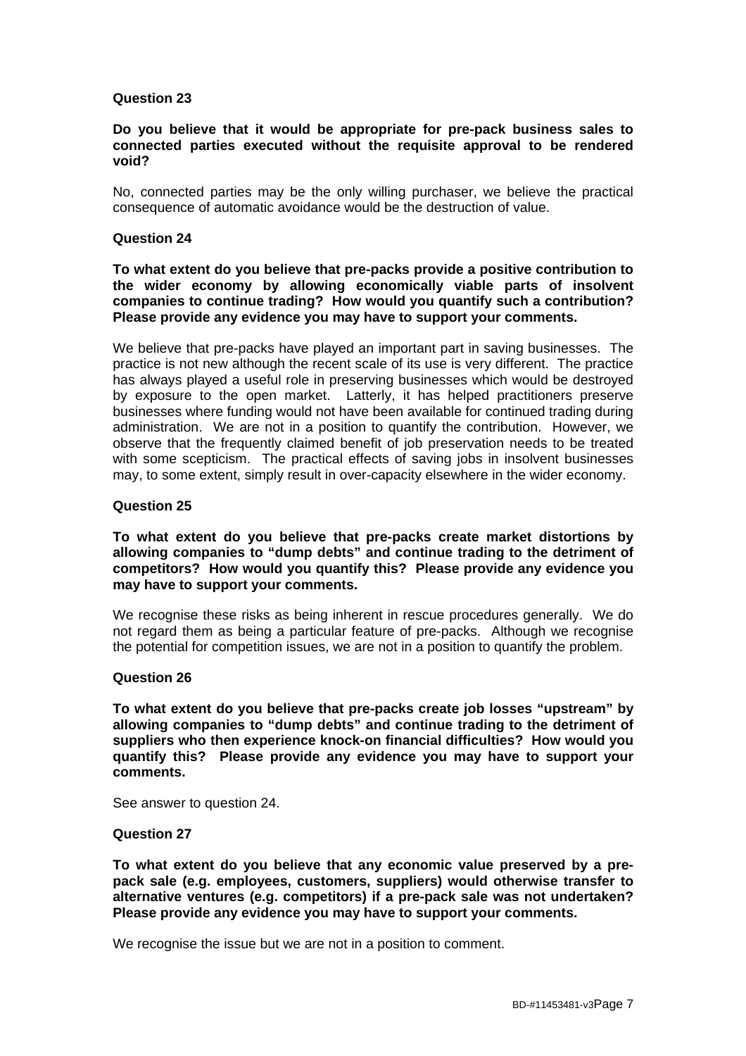**Question 23**

**Do you believe that it would be appropriate for pre-pack business sales to connected parties executed without the requisite approval to be rendered void?**

No, connected parties may be the only willing purchaser, we believe the practical consequence of automatic avoidance would be the destruction of value.

**Question 24**

**To what extent do you believe that pre-packs provide a positive contribution to the wider economy by allowing economically viable parts of insolvent companies to continue trading? How would you quantify such a contribution? Please provide any evidence you may have to support your comments.**

We believe that pre-packs have played an important part in saving businesses. The practice is not new although the recent scale of its use is very different. The practice has always played a useful role in preserving businesses which would be destroyed by exposure to the open market. Latterly, it has helped practitioners preserve businesses where funding would not have been available for continued trading during administration. We are not in a position to quantify the contribution. However, we observe that the frequently claimed benefit of job preservation needs to be treated with some scepticism. The practical effects of saving jobs in insolvent businesses may, to some extent, simply result in over-capacity elsewhere in the wider economy.

**Question 25**

**To what extent do you believe that pre-packs create market distortions by allowing companies to "dump debts" and continue trading to the detriment of competitors? How would you quantify this? Please provide any evidence you may have to support your comments.**

We recognise these risks as being inherent in rescue procedures generally. We do not regard them as being a particular feature of pre-packs. Although we recognise the potential for competition issues, we are not in a position to quantify the problem.

**Question 26**

**To what extent do you believe that pre-packs create job losses "upstream" by allowing companies to "dump debts" and continue trading to the detriment of suppliers who then experience knock-on financial difficulties? How would you quantify this? Please provide any evidence you may have to support your comments.**

See answer to question 24.

**Question 27**

**To what extent do you believe that any economic value preserved by a pre-pack sale (e.g. employees, customers, suppliers) would otherwise transfer to alternative ventures (e.g. competitors) if a pre-pack sale was not undertaken? Please provide any evidence you may have to support your comments.**

We recognise the issue but we are not in a position to comment.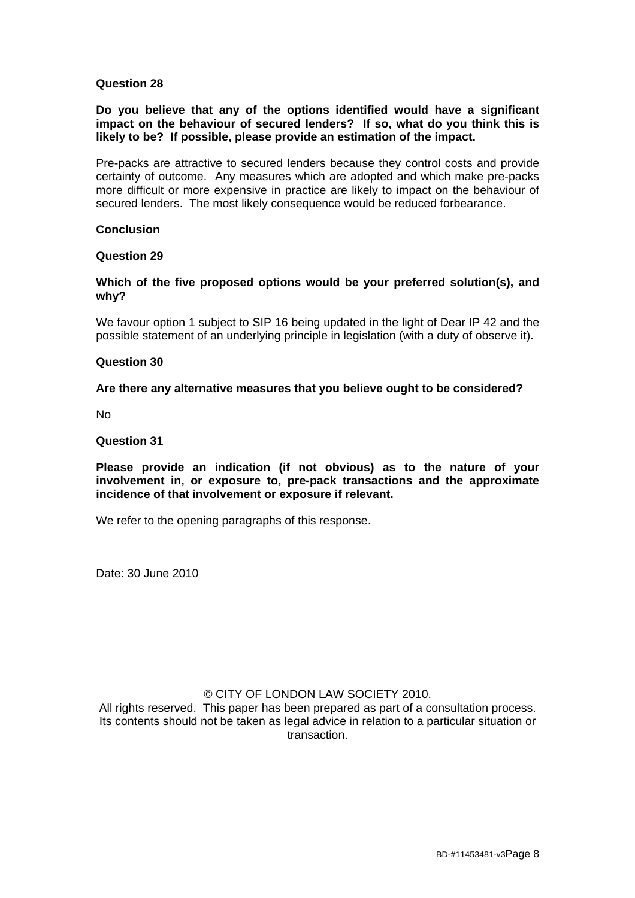**Question 28**

**Do you believe that any of the options identified would have a significant impact on the behaviour of secured lenders? If so, what do you think this is likely to be? If possible, please provide an estimation of the impact.**

Pre-packs are attractive to secured lenders because they control costs and provide certainty of outcome. Any measures which are adopted and which make pre-packs more difficult or more expensive in practice are likely to impact on the behaviour of secured lenders. The most likely consequence would be reduced forbearance.

**Conclusion**

**Question 29**

**Which of the five proposed options would be your preferred solution(s), and why?**

We favour option 1 subject to SIP 16 being updated in the light of Dear IP 42 and the possible statement of an underlying principle in legislation (with a duty of observe it).

**Question 30**

**Are there any alternative measures that you believe ought to be considered?**

No

**Question 31**

**Please provide an indication (if not obvious) as to the nature of your involvement in, or exposure to, pre-pack transactions and the approximate incidence of that involvement or exposure if relevant.**

We refer to the opening paragraphs of this response.

Date: 30 June 2010

© CITY OF LONDON LAW SOCIETY 2010.
All rights reserved. This paper has been prepared as part of a consultation process. Its contents should not be taken as legal advice in relation to a particular situation or transaction.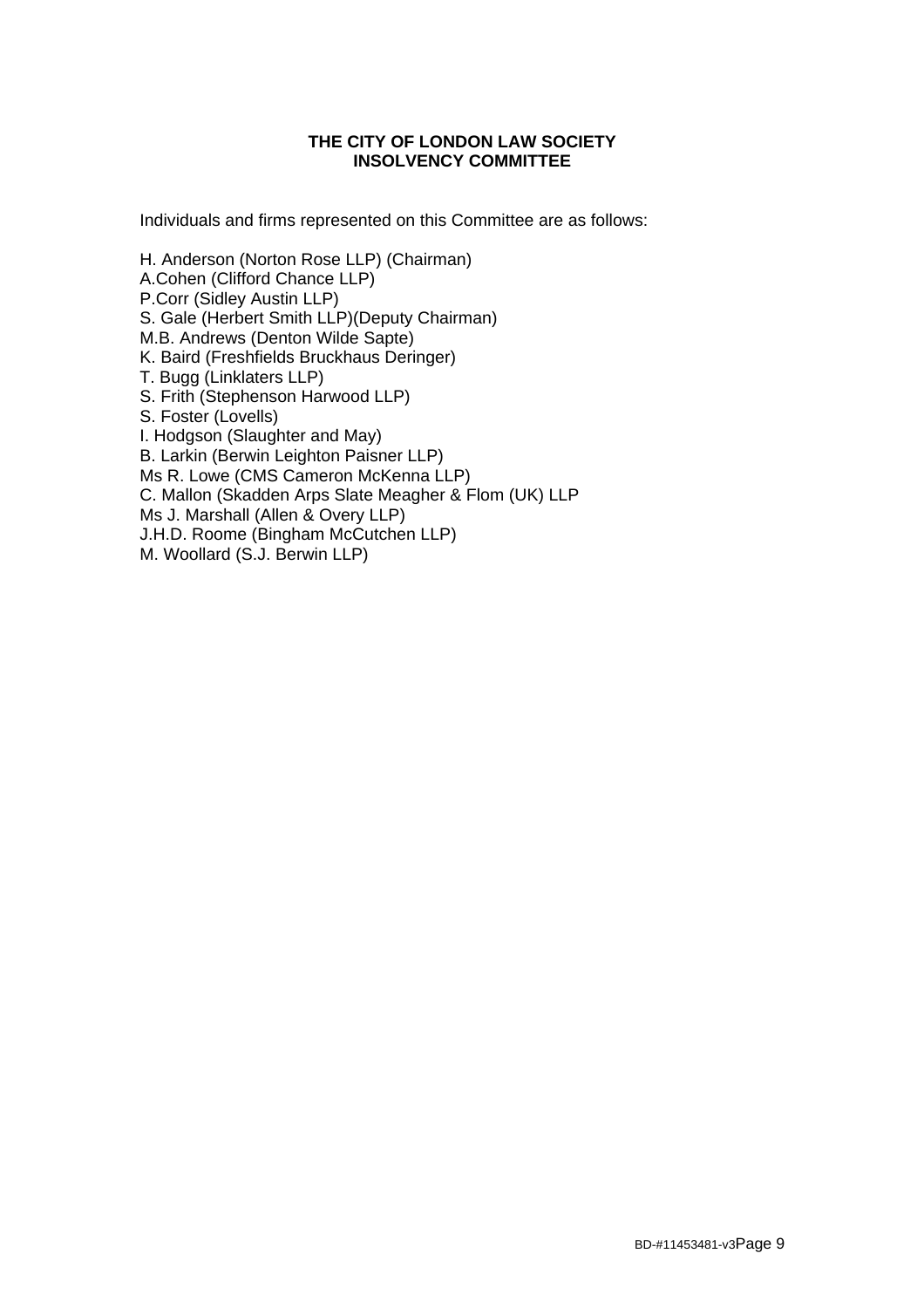**THE CITY OF LONDON LAW SOCIETY**
**INSOLVENCY COMMITTEE**

Individuals and firms represented on this Committee are as follows:

H. Anderson (Norton Rose LLP) (Chairman)
A.Cohen (Clifford Chance LLP)
P.Corr (Sidley Austin LLP)
S. Gale (Herbert Smith LLP)(Deputy Chairman)
M.B. Andrews (Denton Wilde Sapte)
K. Baird (Freshfields Bruckhaus Deringer)
T. Bugg (Linklaters LLP)
S. Frith (Stephenson Harwood LLP)
S. Foster (Lovells)
I. Hodgson (Slaughter and May)
B. Larkin (Berwin Leighton Paisner LLP)
Ms R. Lowe (CMS Cameron McKenna LLP)
C. Mallon (Skadden Arps Slate Meagher & Flom (UK) LLP
Ms J. Marshall (Allen & Overy LLP)
J.H.D. Roome (Bingham McCutchen LLP)
M. Woollard (S.J. Berwin LLP)

BD-#11453481-v3